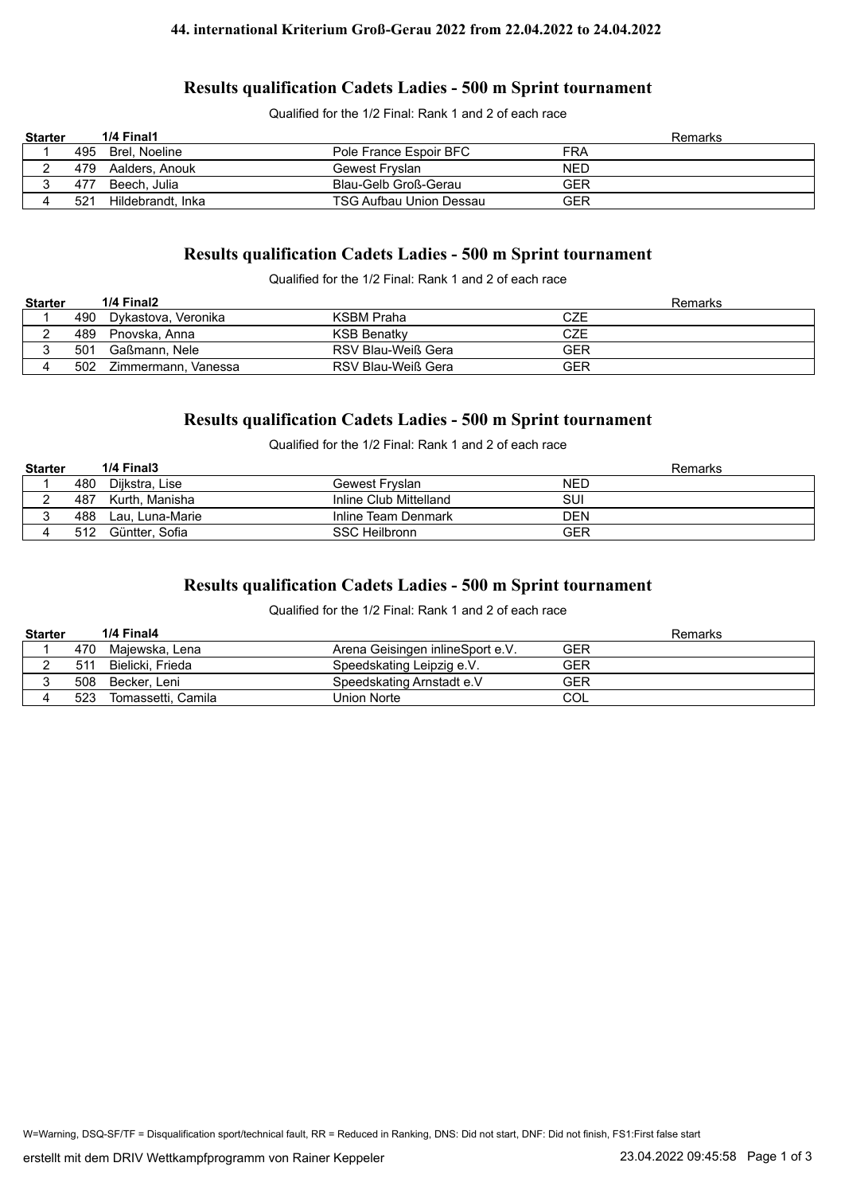**44. international Kriterium Groß-Gerau 2022 from 22.04.2022 to 24.04.2022**

## Results qualification Cadets Ladies - 500 m Sprint tournament

Qualified for the 1/2 Final: Rank 1 and 2 of each race

| Starter | | 1/4 Final1 | | | Remarks |
|---|---|---|---|---|---|
| 1 | 495 | Brel, Noeline | Pole France Espoir BFC | FRA | |
| 2 | 479 | Aalders, Anouk | Gewest Fryslan | NED | |
| 3 | 477 | Beech, Julia | Blau-Gelb Groß-Gerau | GER | |
| 4 | 521 | Hildebrandt, Inka | TSG Aufbau Union Dessau | GER | |

## Results qualification Cadets Ladies - 500 m Sprint tournament

Qualified for the 1/2 Final: Rank 1 and 2 of each race

| Starter | | 1/4 Final2 | | | Remarks |
|---|---|---|---|---|---|
| 1 | 490 | Dykastova, Veronika | KSBM Praha | CZE | |
| 2 | 489 | Pnovska, Anna | KSB Benatky | CZE | |
| 3 | 501 | Gaßmann, Nele | RSV Blau-Weiß Gera | GER | |
| 4 | 502 | Zimmermann, Vanessa | RSV Blau-Weiß Gera | GER | |

## Results qualification Cadets Ladies - 500 m Sprint tournament

Qualified for the 1/2 Final: Rank 1 and 2 of each race

| Starter | | 1/4 Final3 | | | Remarks |
|---|---|---|---|---|---|
| 1 | 480 | Dijkstra, Lise | Gewest Fryslan | NED | |
| 2 | 487 | Kurth, Manisha | Inline Club Mittelland | SUI | |
| 3 | 488 | Lau, Luna-Marie | Inline Team Denmark | DEN | |
| 4 | 512 | Güntter, Sofia | SSC Heilbronn | GER | |

## Results qualification Cadets Ladies - 500 m Sprint tournament

Qualified for the 1/2 Final: Rank 1 and 2 of each race

| Starter | | 1/4 Final4 | | | Remarks |
|---|---|---|---|---|---|
| 1 | 470 | Majewska, Lena | Arena Geisingen inlineSport e.V. | GER | |
| 2 | 511 | Bielicki, Frieda | Speedskating Leipzig e.V. | GER | |
| 3 | 508 | Becker, Leni | Speedskating Arnstadt e.V | GER | |
| 4 | 523 | Tomassetti, Camila | Union Norte | COL | |

W=Warning, DSQ-SF/TF = Disqualification sport/technical fault, RR = Reduced in Ranking, DNS: Did not start, DNF: Did not finish, FS1:First false start

erstellt mit dem DRIV Wettkampfprogramm von Rainer Keppeler — 23.04.2022 09:45:58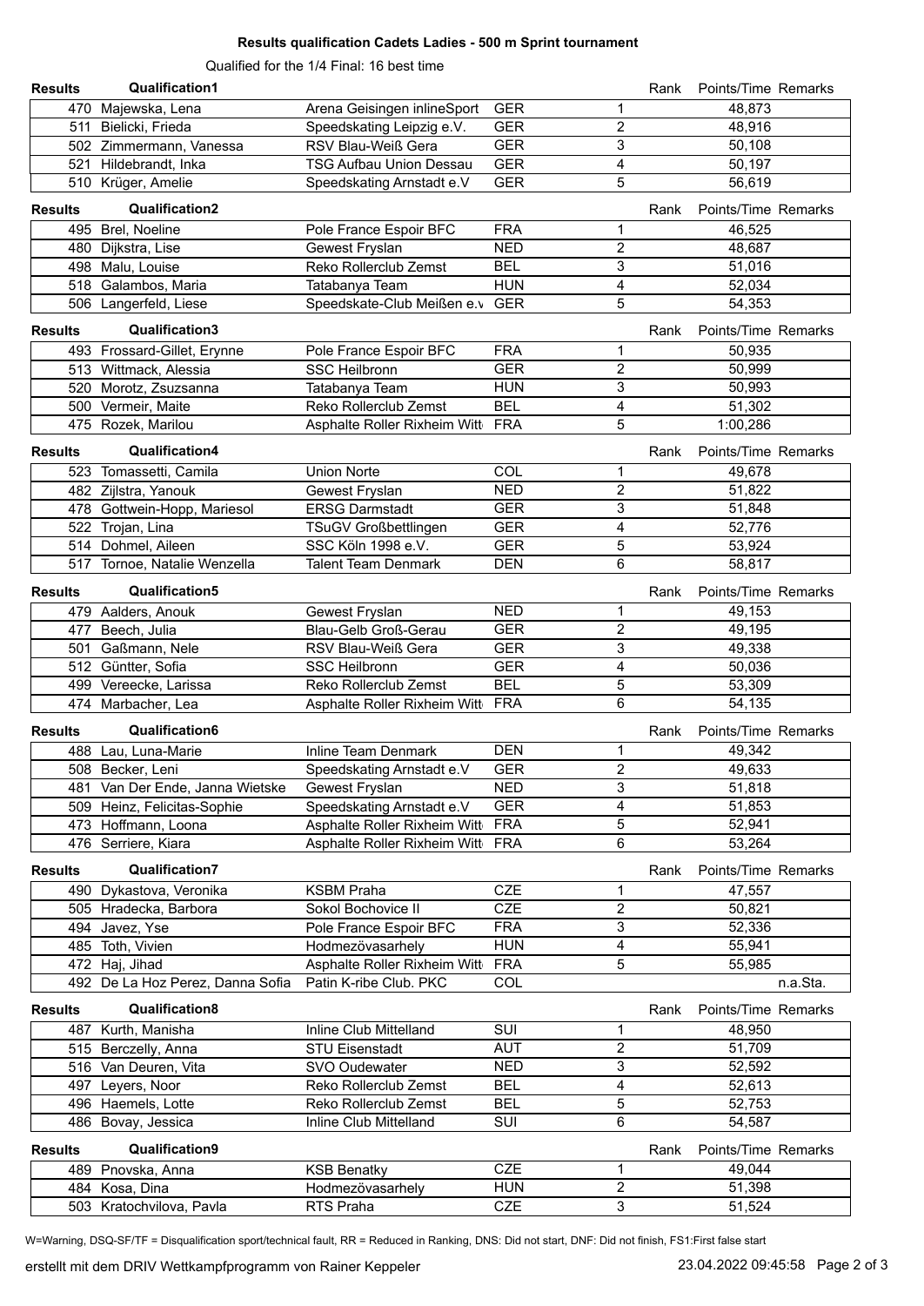# Results qualification Cadets Ladies - 500 m Sprint tournament

Qualified for the 1/4 Final: 16 best time

## Qualification1

| No. | Name | Club | Nation | Rank | Points/Time | Remarks |
|---|---|---|---|---|---|---|
| 470 | Majewska, Lena | Arena Geisingen inlineSport | GER | 1 | 48,873 | |
| 511 | Bielicki, Frieda | Speedskating Leipzig e.V. | GER | 2 | 48,916 | |
| 502 | Zimmermann, Vanessa | RSV Blau-Weiß Gera | GER | 3 | 50,108 | |
| 521 | Hildebrandt, Inka | TSG Aufbau Union Dessau | GER | 4 | 50,197 | |
| 510 | Krüger, Amelie | Speedskating Arnstadt e.V | GER | 5 | 56,619 | |

## Qualification2

| No. | Name | Club | Nation | Rank | Points/Time | Remarks |
|---|---|---|---|---|---|---|
| 495 | Brel, Noeline | Pole France Espoir BFC | FRA | 1 | 46,525 | |
| 480 | Dijkstra, Lise | Gewest Fryslan | NED | 2 | 48,687 | |
| 498 | Malu, Louise | Reko Rollerclub Zemst | BEL | 3 | 51,016 | |
| 518 | Galambos, Maria | Tatabanya Team | HUN | 4 | 52,034 | |
| 506 | Langerfeld, Liese | Speedskate-Club Meißen e.v | GER | 5 | 54,353 | |

## Qualification3

| No. | Name | Club | Nation | Rank | Points/Time | Remarks |
|---|---|---|---|---|---|---|
| 493 | Frossard-Gillet, Erynne | Pole France Espoir BFC | FRA | 1 | 50,935 | |
| 513 | Wittmack, Alessia | SSC Heilbronn | GER | 2 | 50,999 | |
| 520 | Morotz, Zsuzsanna | Tatabanya Team | HUN | 3 | 50,993 | |
| 500 | Vermeir, Maite | Reko Rollerclub Zemst | BEL | 4 | 51,302 | |
| 475 | Rozek, Marilou | Asphalte Roller Rixheim Witt | FRA | 5 | 1:00,286 | |

## Qualification4

| No. | Name | Club | Nation | Rank | Points/Time | Remarks |
|---|---|---|---|---|---|---|
| 523 | Tomassetti, Camila | Union Norte | COL | 1 | 49,678 | |
| 482 | Zijlstra, Yanouk | Gewest Fryslan | NED | 2 | 51,822 | |
| 478 | Gottwein-Hopp, Mariesol | ERSG Darmstadt | GER | 3 | 51,848 | |
| 522 | Trojan, Lina | TSuGV Großbettlingen | GER | 4 | 52,776 | |
| 514 | Dohmel, Aileen | SSC Köln 1998 e.V. | GER | 5 | 53,924 | |
| 517 | Tornoe, Natalie Wenzella | Talent Team Denmark | DEN | 6 | 58,817 | |

## Qualification5

| No. | Name | Club | Nation | Rank | Points/Time | Remarks |
|---|---|---|---|---|---|---|
| 479 | Aalders, Anouk | Gewest Fryslan | NED | 1 | 49,153 | |
| 477 | Beech, Julia | Blau-Gelb Groß-Gerau | GER | 2 | 49,195 | |
| 501 | Gaßmann, Nele | RSV Blau-Weiß Gera | GER | 3 | 49,338 | |
| 512 | Güntter, Sofia | SSC Heilbronn | GER | 4 | 50,036 | |
| 499 | Vereecke, Larissa | Reko Rollerclub Zemst | BEL | 5 | 53,309 | |
| 474 | Marbacher, Lea | Asphalte Roller Rixheim Witt | FRA | 6 | 54,135 | |

## Qualification6

| No. | Name | Club | Nation | Rank | Points/Time | Remarks |
|---|---|---|---|---|---|---|
| 488 | Lau, Luna-Marie | Inline Team Denmark | DEN | 1 | 49,342 | |
| 508 | Becker, Leni | Speedskating Arnstadt e.V | GER | 2 | 49,633 | |
| 481 | Van Der Ende, Janna Wietske | Gewest Fryslan | NED | 3 | 51,818 | |
| 509 | Heinz, Felicitas-Sophie | Speedskating Arnstadt e.V | GER | 4 | 51,853 | |
| 473 | Hoffmann, Loona | Asphalte Roller Rixheim Witt | FRA | 5 | 52,941 | |
| 476 | Serriere, Kiara | Asphalte Roller Rixheim Witt | FRA | 6 | 53,264 | |

## Qualification7

| No. | Name | Club | Nation | Rank | Points/Time | Remarks |
|---|---|---|---|---|---|---|
| 490 | Dykastova, Veronika | KSBM Praha | CZE | 1 | 47,557 | |
| 505 | Hradecka, Barbora | Sokol Bochovice II | CZE | 2 | 50,821 | |
| 494 | Javez, Yse | Pole France Espoir BFC | FRA | 3 | 52,336 | |
| 485 | Toth, Vivien | Hodmezövasarhely | HUN | 4 | 55,941 | |
| 472 | Haj, Jihad | Asphalte Roller Rixheim Witt | FRA | 5 | 55,985 | |
| 492 | De La Hoz Perez, Danna Sofia | Patin K-ribe Club. PKC | COL | | | n.a.Sta. |

## Qualification8

| No. | Name | Club | Nation | Rank | Points/Time | Remarks |
|---|---|---|---|---|---|---|
| 487 | Kurth, Manisha | Inline Club Mittelland | SUI | 1 | 48,950 | |
| 515 | Berczelly, Anna | STU Eisenstadt | AUT | 2 | 51,709 | |
| 516 | Van Deuren, Vita | SVO Oudewater | NED | 3 | 52,592 | |
| 497 | Leyers, Noor | Reko Rollerclub Zemst | BEL | 4 | 52,613 | |
| 496 | Haemels, Lotte | Reko Rollerclub Zemst | BEL | 5 | 52,753 | |
| 486 | Bovay, Jessica | Inline Club Mittelland | SUI | 6 | 54,587 | |

## Qualification9

| No. | Name | Club | Nation | Rank | Points/Time | Remarks |
|---|---|---|---|---|---|---|
| 489 | Pnovska, Anna | KSB Benatky | CZE | 1 | 49,044 | |
| 484 | Kosa, Dina | Hodmezövasarhely | HUN | 2 | 51,398 | |
| 503 | Kratochvilova, Pavla | RTS Praha | CZE | 3 | 51,524 | |

W=Warning, DSQ-SF/TF = Disqualification sport/technical fault, RR = Reduced in Ranking, DNS: Did not start, DNF: Did not finish, FS1:First false start

erstellt mit dem DRIV Wettkampfprogramm von Rainer Keppeler — 23.04.2022 09:45:58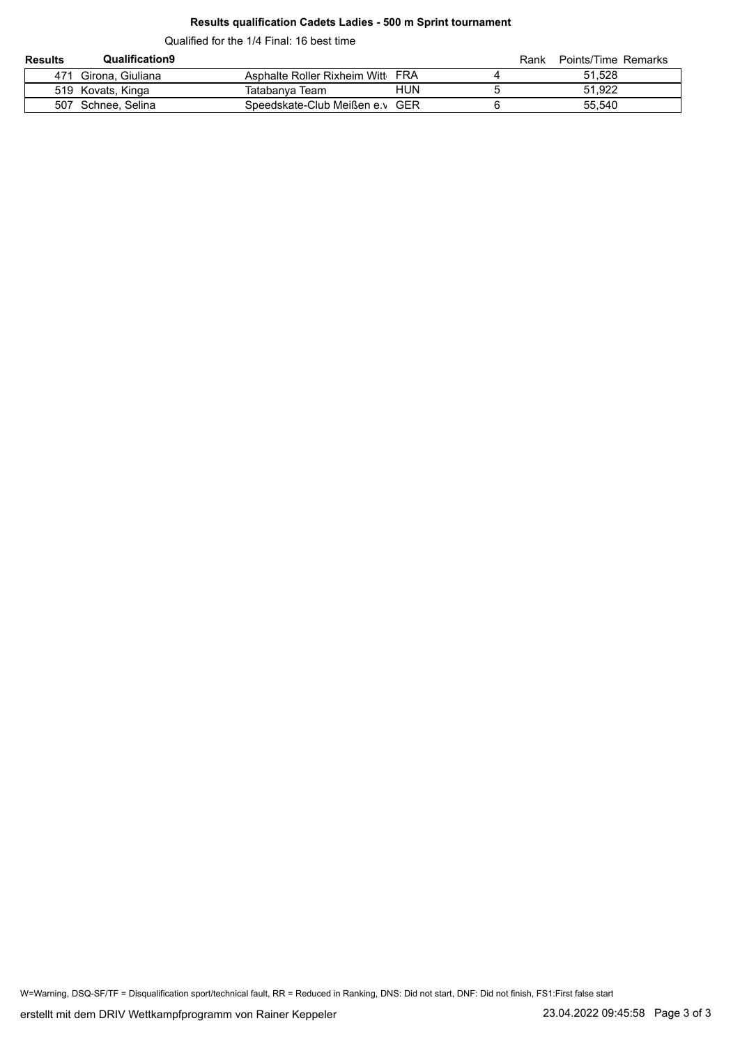**Results qualification Cadets Ladies - 500 m Sprint tournament**

Qualified for the 1/4 Final: 16 best time

| Results | Qualification9 | | | Rank | Points/Time | Remarks |
|---|---|---|---|---|---|---|
| 471 | Girona, Giuliana | Asphalte Roller Rixheim Witt | FRA | 4 | 51,528 | |
| 519 | Kovats, Kinga | Tatabanya Team | HUN | 5 | 51,922 | |
| 507 | Schnee, Selina | Speedskate-Club Meißen e.v | GER | 6 | 55,540 | |

W=Warning, DSQ-SF/TF = Disqualification sport/technical fault, RR = Reduced in Ranking, DNS: Did not start, DNF: Did not finish, FS1:First false start

erstellt mit dem DRIV Wettkampfprogramm von Rainer Keppeler 23.04.2022 09:45:58